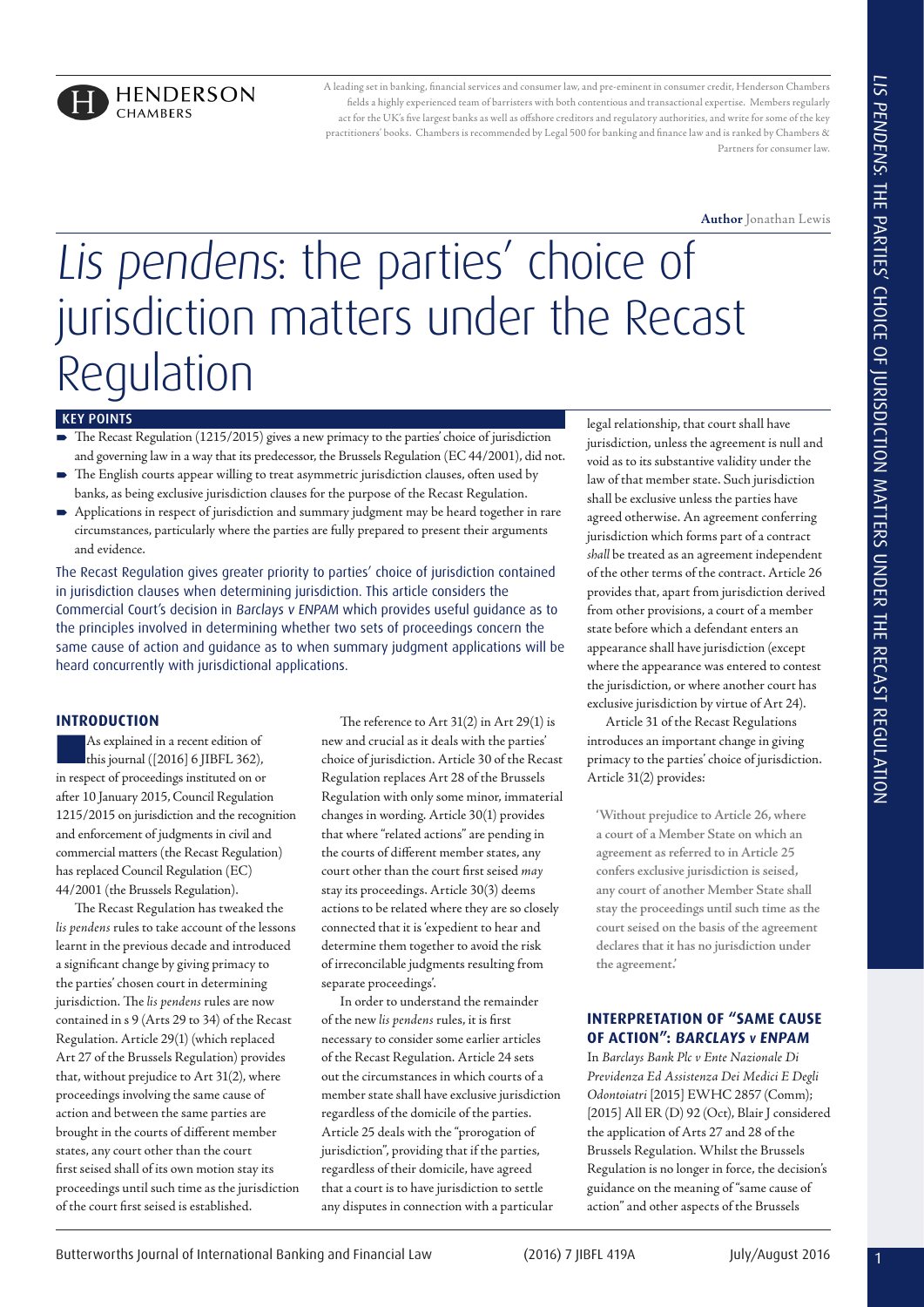A leading set in banking, financial services and consumer law, and pre-eminent in consumer credit, Henderson Chambers fields a highly experienced team of barristers with both contentious and transactional expertise. Members regularly act for the UK's five largest banks as well as offshore creditors and regulatory authorities, and write for some of the key practitioners' books. Chambers is recommended by Legal 500 for banking and finance law and is ranked by Chambers & Partners for consumer law.

**Author** Jonathan Lewis

# *Lis pendens*: the parties' choice of jurisdiction matters under the Recast Regulation

## KEY POINTS

- The Recast Regulation (1215/2015) gives a new primacy to the parties' choice of jurisdiction and governing law in a way that its predecessor, the Brussels Regulation (EC 44/2001), did not.
- The English courts appear willing to treat asymmetric jurisdiction clauses, often used by banks, as being exclusive jurisdiction clauses for the purpose of the Recast Regulation.
- Applications in respect of jurisdiction and summary judgment may be heard together in rare circumstances, particularly where the parties are fully prepared to present their arguments and evidence.

The Recast Regulation gives greater priority to parties' choice of jurisdiction contained in jurisdiction clauses when determining jurisdiction. This article considers the Commercial Court's decision in *Barclays v ENPAM* which provides useful guidance as to the principles involved in determining whether two sets of proceedings concern the same cause of action and guidance as to when summary judgment applications will be heard concurrently with jurisdictional applications.

## INTRODUCTION

As explained in a recent edition of this journal ([2016] 6 JIBFL 362), in respect of proceedings instituted on or after 10 January 2015, Council Regulation 1215/2015 on jurisdiction and the recognition and enforcement of judgments in civil and commercial matters (the Recast Regulation) has replaced Council Regulation (EC) 44/2001 (the Brussels Regulation).

The Recast Regulation has tweaked the *lis pendens* rules to take account of the lessons learnt in the previous decade and introduced a significant change by giving primacy to the parties' chosen court in determining jurisdiction. The *lis pendens* rules are now contained in s 9 (Arts 29 to 34) of the Recast Regulation. Article 29(1) (which replaced Art 27 of the Brussels Regulation) provides that, without prejudice to Art 31(2), where proceedings involving the same cause of action and between the same parties are brought in the courts of different member states, any court other than the court first seised shall of its own motion stay its proceedings until such time as the jurisdiction of the court first seised is established.

The reference to Art 31(2) in Art 29(1) is new and crucial as it deals with the parties' choice of jurisdiction. Article 30 of the Recast Regulation replaces Art 28 of the Brussels Regulation with only some minor, immaterial changes in wording. Article 30(1) provides that where "related actions" are pending in the courts of different member states, any court other than the court first seised *may* stay its proceedings. Article 30(3) deems actions to be related where they are so closely connected that it is 'expedient to hear and determine them together to avoid the risk of irreconcilable judgments resulting from separate proceedings'.

In order to understand the remainder of the new *lis pendens* rules, it is first necessary to consider some earlier articles of the Recast Regulation. Article 24 sets out the circumstances in which courts of a member state shall have exclusive jurisdiction regardless of the domicile of the parties. Article 25 deals with the "prorogation of jurisdiction", providing that if the parties, regardless of their domicile, have agreed that a court is to have jurisdiction to settle any disputes in connection with a particular legal relationship, that court shall have jurisdiction, unless the agreement is null and void as to its substantive validity under the law of that member state. Such jurisdiction shall be exclusive unless the parties have agreed otherwise. An agreement conferring jurisdiction which forms part of a contract *shall* be treated as an agreement independent of the other terms of the contract. Article 26 provides that, apart from jurisdiction derived from other provisions, a court of a member state before which a defendant enters an appearance shall have jurisdiction (except where the appearance was entered to contest the jurisdiction, or where another court has exclusive jurisdiction by virtue of Art 24).

Article 31 of the Recast Regulations introduces an important change in giving primacy to the parties' choice of jurisdiction. Article 31(2) provides:

> **'Without prejudice to Article 26, where a court of a Member State on which an agreement as referred to in Article 25 confers exclusive jurisdiction is seised, any court of another Member State shall stay the proceedings until such time as the court seised on the basis of the agreement declares that it has no jurisdiction under the agreement.'**

## INTERPRETATION OF "SAME CAUSE OF ACTION": *BARCLAYS v ENPAM*

In *Barclays Bank Plc v Ente Nazionale Di Previdenza Ed Assistenza Dei Medici E Degli Odontoiatri* [2015] EWHC 2857 (Comm); [2015] All ER (D) 92 (Oct), Blair J considered the application of Arts 27 and 28 of the Brussels Regulation. Whilst the Brussels Regulation is no longer in force, the decision's guidance on the meaning of "same cause of action" and other aspects of the Brussels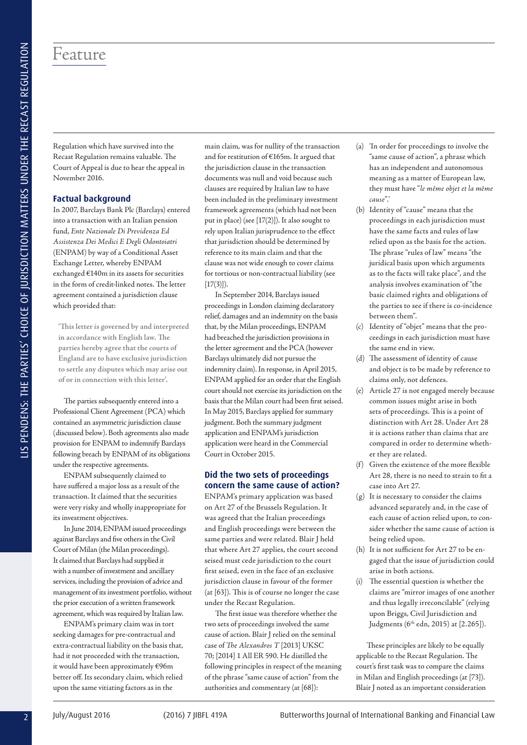Regulation which have survived into the Recast Regulation remains valuable. The Court of Appeal is due to hear the appeal in November 2016.

## Factual background

In 2007, Barclays Bank Plc (Barclays) entered into a transaction with an Italian pension fund, *Ente Nazionale Di Previdenza Ed Assistenza Dei Medici E Degli Odontoiatri* (ENPAM) by way of a Conditional Asset Exchange Letter, whereby ENPAM exchanged €140m in its assets for securities in the form of credit-linked notes. The letter agreement contained a jurisdiction clause which provided that:

> **'This letter is governed by and interpreted in accordance with English law. The parties hereby agree that the courts of England are to have exclusive jurisdiction to settle any disputes which may arise out of or in connection with this letter'.**

The parties subsequently entered into a Professional Client Agreement (PCA) which contained an asymmetric jurisdiction clause (discussed below). Both agreements also made provision for ENPAM to indemnify Barclays following breach by ENPAM of its obligations under the respective agreements.

ENPAM subsequently claimed to have suffered a major loss as a result of the transaction. It claimed that the securities were very risky and wholly inappropriate for its investment objectives.

In June 2014, ENPAM issued proceedings against Barclays and five others in the Civil Court of Milan (the Milan proceedings). It claimed that Barclays had supplied it with a number of investment and ancillary services, including the provision of advice and management of its investment portfolio, without the prior execution of a written framework agreement, which was required by Italian law.

ENPAM's primary claim was in tort seeking damages for pre-contractual and extra-contractual liability on the basis that, had it not proceeded with the transaction, it would have been approximately €96m better off. Its secondary claim, which relied upon the same vitiating factors as in the main claim, was for nullity of the transaction and for restitution of €165m. It argued that the jurisdiction clause in the transaction documents was null and void because such clauses are required by Italian law to have been included in the preliminary investment framework agreements (which had not been put in place) (see [17(2)]). It also sought to rely upon Italian jurisprudence to the effect that jurisdiction should be determined by reference to its main claim and that the clause was not wide enough to cover claims for tortious or non-contractual liability (see [17(3)]).

In September 2014, Barclays issued proceedings in London claiming declaratory relief, damages and an indemnity on the basis that, by the Milan proceedings, ENPAM had breached the jurisdiction provisions in the letter agreement and the PCA (however Barclays ultimately did not pursue the indemnity claim). In response, in April 2015, ENPAM applied for an order that the English court should not exercise its jurisdiction on the basis that the Milan court had been first seised. In May 2015, Barclays applied for summary judgment. Both the summary judgment application and ENPAM's jurisdiction application were heard in the Commercial Court in October 2015.

## Did the two sets of proceedings concern the same cause of action?

ENPAM's primary application was based on Art 27 of the Brussels Regulation. It was agreed that the Italian proceedings and English proceedings were between the same parties and were related. Blair J held that where Art 27 applies, the court second seised must cede jurisdiction to the court first seised, even in the face of an exclusive jurisdiction clause in favour of the former (at [63]). This is of course no longer the case under the Recast Regulation.

The first issue was therefore whether the two sets of proceedings involved the same cause of action. Blair J relied on the seminal case of *The Alexandros T* [2013] UKSC 70; [2014] 1 All ER 590. He distilled the following principles in respect of the meaning of the phrase "same cause of action" from the authorities and commentary (at [68]):

(a) 'In order for proceedings to involve the "same cause of action", a phrase which has an independent and autonomous meaning as a matter of European law, they must have "*le même objet et la même cause*".'
(b) Identity of "cause" means that the proceedings in each jurisdiction must have the same facts and rules of law relied upon as the basis for the action. The phrase "rules of law" means "the juridical basis upon which arguments as to the facts will take place", and the analysis involves examination of "the basic claimed rights and obligations of the parties to see if there is co-incidence between them".
(c) Identity of "objet" means that the proceedings in each jurisdiction must have the same end in view.
(d) The assessment of identity of cause and object is to be made by reference to claims only, not defences.
(e) Article 27 is not engaged merely because common issues might arise in both sets of proceedings. This is a point of distinction with Art 28. Under Art 28 it is actions rather than claims that are compared in order to determine whether they are related.
(f) Given the existence of the more flexible Art 28, there is no need to strain to fit a case into Art 27.
(g) It is necessary to consider the claims advanced separately and, in the case of each cause of action relied upon, to consider whether the same cause of action is being relied upon.
(h) It is not sufficient for Art 27 to be engaged that the issue of jurisdiction could arise in both actions.
(i) The essential question is whether the claims are "mirror images of one another and thus legally irreconcilable" (relying upon Briggs, Civil Jurisdiction and Judgments (6th edn, 2015) at [2.265]).

These principles are likely to be equally applicable to the Recast Regulation. The court's first task was to compare the claims in Milan and English proceedings (at [73]). Blair J noted as an important consideration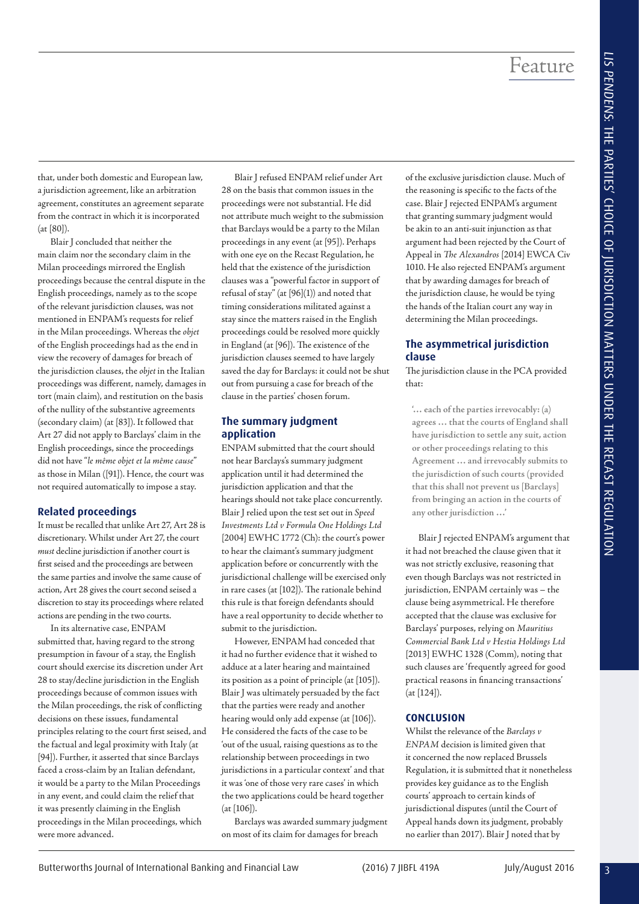that, under both domestic and European law, a jurisdiction agreement, like an arbitration agreement, constitutes an agreement separate from the contract in which it is incorporated (at [80]).

Blair J concluded that neither the main claim nor the secondary claim in the Milan proceedings mirrored the English proceedings because the central dispute in the English proceedings, namely as to the scope of the relevant jurisdiction clauses, was not mentioned in ENPAM's requests for relief in the Milan proceedings. Whereas the *objet* of the English proceedings had as the end in view the recovery of damages for breach of the jurisdiction clauses, the *objet* in the Italian proceedings was different, namely, damages in tort (main claim), and restitution on the basis of the nullity of the substantive agreements (secondary claim) (at [83]). It followed that Art 27 did not apply to Barclays' claim in the English proceedings, since the proceedings did not have "*le même objet et la même cause*" as those in Milan ([91]). Hence, the court was not required automatically to impose a stay.

## Related proceedings

It must be recalled that unlike Art 27, Art 28 is discretionary. Whilst under Art 27, the court *must* decline jurisdiction if another court is first seised and the proceedings are between the same parties and involve the same cause of action, Art 28 gives the court second seised a discretion to stay its proceedings where related actions are pending in the two courts.

In its alternative case, ENPAM submitted that, having regard to the strong presumption in favour of a stay, the English court should exercise its discretion under Art 28 to stay/decline jurisdiction in the English proceedings because of common issues with the Milan proceedings, the risk of conflicting decisions on these issues, fundamental principles relating to the court first seised, and the factual and legal proximity with Italy (at [94]). Further, it asserted that since Barclays faced a cross-claim by an Italian defendant, it would be a party to the Milan Proceedings in any event, and could claim the relief that it was presently claiming in the English proceedings in the Milan proceedings, which were more advanced.

Blair J refused ENPAM relief under Art 28 on the basis that common issues in the proceedings were not substantial. He did not attribute much weight to the submission that Barclays would be a party to the Milan proceedings in any event (at [95]). Perhaps with one eye on the Recast Regulation, he held that the existence of the jurisdiction clauses was a "powerful factor in support of refusal of stay" (at [96](1)) and noted that timing considerations militated against a stay since the matters raised in the English proceedings could be resolved more quickly in England (at [96]). The existence of the jurisdiction clauses seemed to have largely saved the day for Barclays: it could not be shut out from pursuing a case for breach of the clause in the parties' chosen forum.

## The summary judgment application

ENPAM submitted that the court should not hear Barclays's summary judgment application until it had determined the jurisdiction application and that the hearings should not take place concurrently. Blair J relied upon the test set out in *Speed Investments Ltd v Formula One Holdings Ltd* [2004] EWHC 1772 (Ch): the court's power to hear the claimant's summary judgment application before or concurrently with the jurisdictional challenge will be exercised only in rare cases (at [102]). The rationale behind this rule is that foreign defendants should have a real opportunity to decide whether to submit to the jurisdiction.

However, ENPAM had conceded that it had no further evidence that it wished to adduce at a later hearing and maintained its position as a point of principle (at [105]). Blair J was ultimately persuaded by the fact that the parties were ready and another hearing would only add expense (at [106]). He considered the facts of the case to be 'out of the usual, raising questions as to the relationship between proceedings in two jurisdictions in a particular context' and that it was 'one of those very rare cases' in which the two applications could be heard together (at [106]).

Barclays was awarded summary judgment on most of its claim for damages for breach of the exclusive jurisdiction clause. Much of the reasoning is specific to the facts of the case. Blair J rejected ENPAM's argument that granting summary judgment would be akin to an anti-suit injunction as that argument had been rejected by the Court of Appeal in *The Alexandros* [2014] EWCA Civ 1010. He also rejected ENPAM's argument that by awarding damages for breach of the jurisdiction clause, he would be tying the hands of the Italian court any way in determining the Milan proceedings.

## The asymmetrical jurisdiction clause

The jurisdiction clause in the PCA provided that:

> **'… each of the parties irrevocably: (a) agrees … that the courts of England shall have jurisdiction to settle any suit, action or other proceedings relating to this Agreement … and irrevocably submits to the jurisdiction of such courts (provided that this shall not prevent us [Barclays] from bringing an action in the courts of any other jurisdiction …'**

Blair J rejected ENPAM's argument that it had not breached the clause given that it was not strictly exclusive, reasoning that even though Barclays was not restricted in jurisdiction, ENPAM certainly was – the clause being asymmetrical. He therefore accepted that the clause was exclusive for Barclays' purposes, relying on *Mauritius Commercial Bank Ltd v Hestia Holdings Ltd* [2013] EWHC 1328 (Comm), noting that such clauses are 'frequently agreed for good practical reasons in financing transactions' (at [124]).

## CONCLUSION

Whilst the relevance of the *Barclays v ENPAM* decision is limited given that it concerned the now replaced Brussels Regulation, it is submitted that it nonetheless provides key guidance as to the English courts' approach to certain kinds of jurisdictional disputes (until the Court of Appeal hands down its judgment, probably no earlier than 2017). Blair J noted that by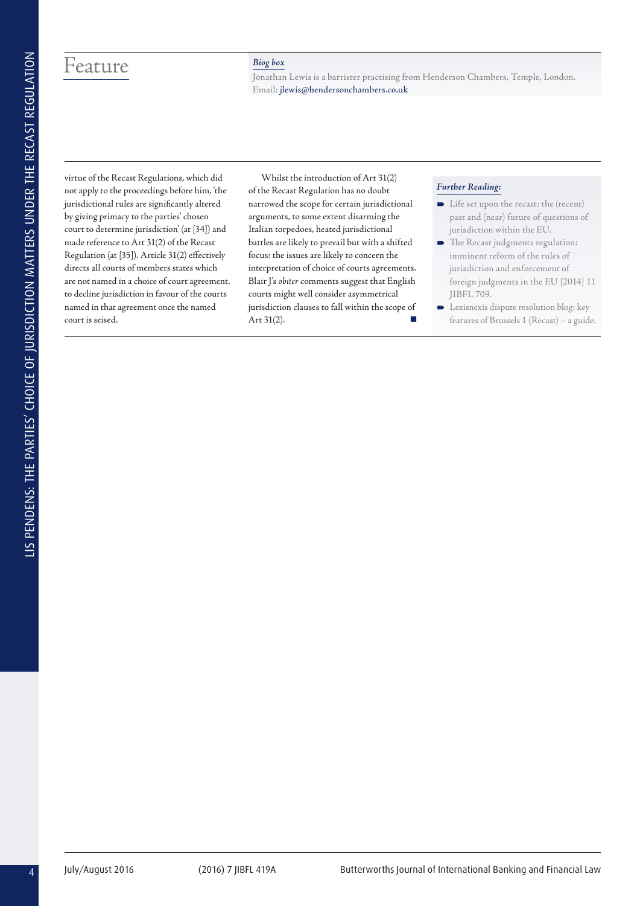Feature

*Biog box*

Jonathan Lewis is a barrister practising from Henderson Chambers, Temple, London. Email: jlewis@hendersonchambers.co.uk

virtue of the Recast Regulations, which did not apply to the proceedings before him, 'the jurisdictional rules are significantly altered by giving primacy to the parties' chosen court to determine jurisdiction' (at [34]) and made reference to Art 31(2) of the Recast Regulation (at [35]). Article 31(2) effectively directs all courts of members states which are not named in a choice of court agreement, to decline jurisdiction in favour of the courts named in that agreement once the named court is seised.

Whilst the introduction of Art 31(2) of the Recast Regulation has no doubt narrowed the scope for certain jurisdictional arguments, to some extent disarming the Italian torpedoes, heated jurisdictional battles are likely to prevail but with a shifted focus: the issues are likely to concern the interpretation of choice of courts agreements. Blair J's *obiter* comments suggest that English courts might well consider asymmetrical jurisdiction clauses to fall within the scope of Art 31(2). ■

*Further Reading:*

- Life set upon the recast: the (recent) past and (near) future of questions of jurisdiction within the EU.
- The Recast judgments regulation: imminent reform of the rules of jurisdiction and enforcement of foreign judgments in the EU [2014] 11 JIBFL 709.
- Lexisnexis dispute resolution blog: key features of Brussels 1 (Recast) – a guide.